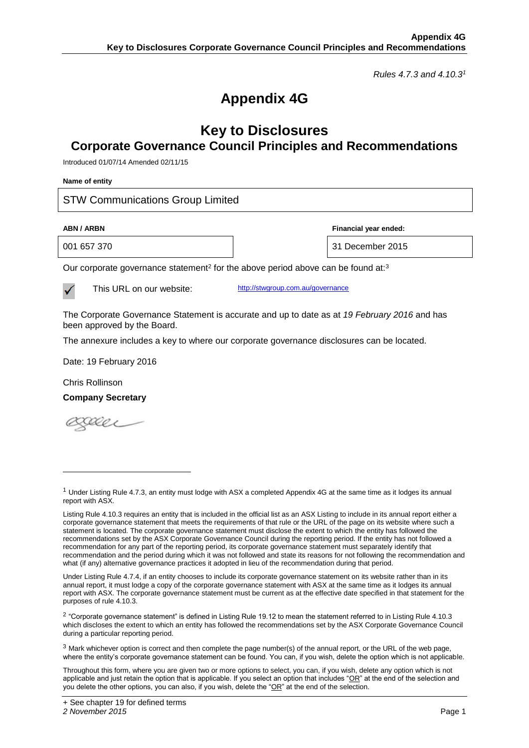*Rules 4.7.3 and 4.10.3*[1]

# Appendix 4G

## Key to Disclosures
## Corporate Governance Council Principles and Recommendations

Introduced 01/07/14 Amended 02/11/15

**Name of entity**

| STW Communications Group Limited |
|---|

| **ABN / ARBN** | **Financial year ended:** |
|---|---|
| 001 657 370 | 31 December 2015 |

Our corporate governance statement[2] for the above period above can be found at:[3]

✓ This URL on our website: http://stwgroup.com.au/governance

The Corporate Governance Statement is accurate and up to date as at *19 February 2016* and has been approved by the Board.

The annexure includes a key to where our corporate governance disclosures can be located.

Date: 19 February 2016

Chris Rollinson

**Company Secretary**

---

[1] Under Listing Rule 4.7.3, an entity must lodge with ASX a completed Appendix 4G at the same time as it lodges its annual report with ASX.

Listing Rule 4.10.3 requires an entity that is included in the official list as an ASX Listing to include in its annual report either a corporate governance statement that meets the requirements of that rule or the URL of the page on its website where such a statement is located. The corporate governance statement must disclose the extent to which the entity has followed the recommendations set by the ASX Corporate Governance Council during the reporting period. If the entity has not followed a recommendation for any part of the reporting period, its corporate governance statement must separately identify that recommendation and the period during which it was not followed and state its reasons for not following the recommendation and what (if any) alternative governance practices it adopted in lieu of the recommendation during that period.

Under Listing Rule 4.7.4, if an entity chooses to include its corporate governance statement on its website rather than in its annual report, it must lodge a copy of the corporate governance statement with ASX at the same time as it lodges its annual report with ASX. The corporate governance statement must be current as at the effective date specified in that statement for the purposes of rule 4.10.3.

[2] "Corporate governance statement" is defined in Listing Rule 19.12 to mean the statement referred to in Listing Rule 4.10.3 which discloses the extent to which an entity has followed the recommendations set by the ASX Corporate Governance Council during a particular reporting period.

[3] Mark whichever option is correct and then complete the page number(s) of the annual report, or the URL of the web page, where the entity's corporate governance statement can be found. You can, if you wish, delete the option which is not applicable.

Throughout this form, where you are given two or more options to select, you can, if you wish, delete any option which is not applicable and just retain the option that is applicable. If you select an option that includes "OR" at the end of the selection and you delete the other options, you can also, if you wish, delete the "OR" at the end of the selection.

+ See chapter 19 for defined terms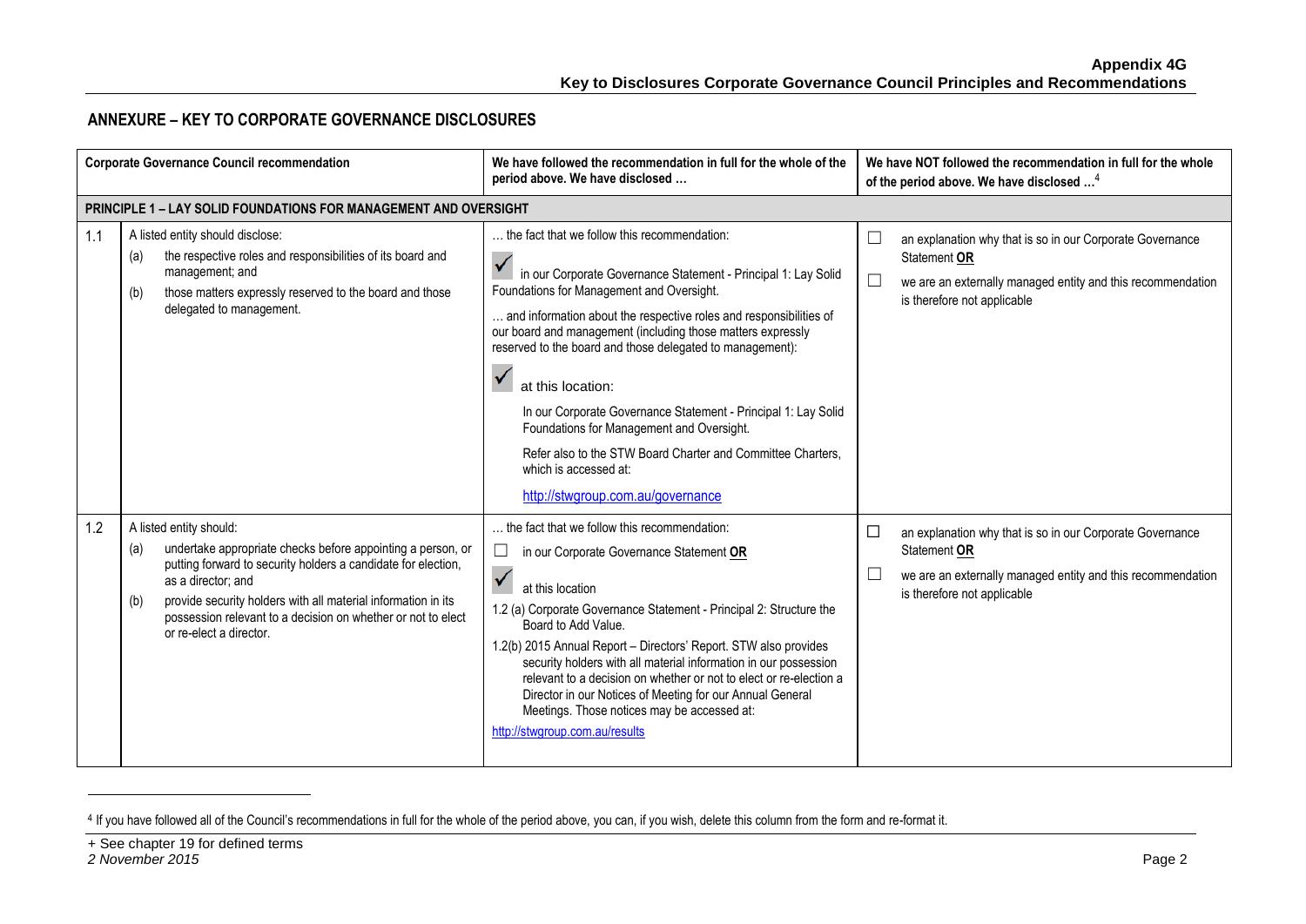## ANNEXURE – KEY TO CORPORATE GOVERNANCE DISCLOSURES

| Corporate Governance Council recommendation | | We have followed the recommendation in full for the whole of the period above. We have disclosed … | We have NOT followed the recommendation in full for the whole of the period above. We have disclosed …[4] |
|---|---|---|---|
| **PRINCIPLE 1 – LAY SOLID FOUNDATIONS FOR MANAGEMENT AND OVERSIGHT** | | | |
| 1.1 | A listed entity should disclose:<br>(a) the respective roles and responsibilities of its board and management; and<br>(b) those matters expressly reserved to the board and those delegated to management. | … the fact that we follow this recommendation:<br>☑ in our Corporate Governance Statement - Principal 1: Lay Solid Foundations for Management and Oversight.<br>… and information about the respective roles and responsibilities of our board and management (including those matters expressly reserved to the board and those delegated to management):<br>☑ at this location:<br>In our Corporate Governance Statement - Principal 1: Lay Solid Foundations for Management and Oversight.<br>Refer also to the STW Board Charter and Committee Charters, which is accessed at:<br>http://stwgroup.com.au/governance | ☐ an explanation why that is so in our Corporate Governance Statement **OR**<br>☐ we are an externally managed entity and this recommendation is therefore not applicable |
| 1.2 | A listed entity should:<br>(a) undertake appropriate checks before appointing a person, or putting forward to security holders a candidate for election, as a director; and<br>(b) provide security holders with all material information in its possession relevant to a decision on whether or not to elect or re-elect a director. | … the fact that we follow this recommendation:<br>☐ in our Corporate Governance Statement **OR**<br>☑ at this location<br>1.2 (a) Corporate Governance Statement - Principal 2: Structure the Board to Add Value.<br>1.2(b) 2015 Annual Report – Directors' Report. STW also provides security holders with all material information in our possession relevant to a decision on whether or not to elect or re-election a Director in our Notices of Meeting for our Annual General Meetings. Those notices may be accessed at:<br>http://stwgroup.com.au/results | ☐ an explanation why that is so in our Corporate Governance Statement **OR**<br>☐ we are an externally managed entity and this recommendation is therefore not applicable |

[4] If you have followed all of the Council's recommendations in full for the whole of the period above, you can, if you wish, delete this column from the form and re-format it.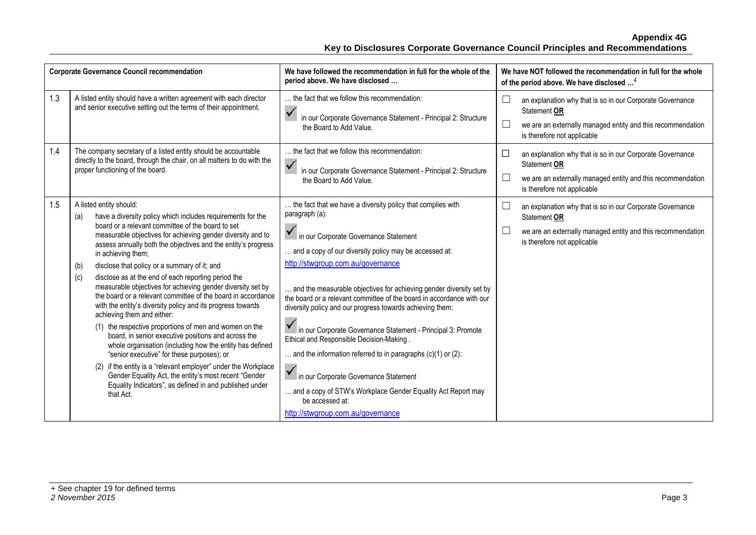| | Corporate Governance Council recommendation | We have followed the recommendation in full for the whole of the period above. We have disclosed … | We have NOT followed the recommendation in full for the whole of the period above. We have disclosed …[4] |
|---|---|---|---|
| 1.3 | A listed entity should have a written agreement with each director and senior executive setting out the terms of their appointment. | … the fact that we follow this recommendation:<br>☑ in our Corporate Governance Statement - Principal 2: Structure the Board to Add Value. | ☐ an explanation why that is so in our Corporate Governance Statement **OR**<br>☐ we are an externally managed entity and this recommendation is therefore not applicable |
| 1.4 | The company secretary of a listed entity should be accountable directly to the board, through the chair, on all matters to do with the proper functioning of the board. | … the fact that we follow this recommendation:<br>☑ in our Corporate Governance Statement - Principal 2: Structure the Board to Add Value. | ☐ an explanation why that is so in our Corporate Governance Statement **OR**<br>☐ we are an externally managed entity and this recommendation is therefore not applicable |
| 1.5 | A listed entity should:<br>(a) have a diversity policy which includes requirements for the board or a relevant committee of the board to set measurable objectives for achieving gender diversity and to assess annually both the objectives and the entity's progress in achieving them;<br>(b) disclose that policy or a summary of it; and<br>(c) disclose as at the end of each reporting period the measurable objectives for achieving gender diversity set by the board or a relevant committee of the board in accordance with the entity's diversity policy and its progress towards achieving them and either:<br>(1) the respective proportions of men and women on the board, in senior executive positions and across the whole organisation (including how the entity has defined "senior executive" for these purposes); or<br>(2) if the entity is a "relevant employer" under the Workplace Gender Equality Act, the entity's most recent "Gender Equality Indicators", as defined in and published under that Act. | … the fact that we have a diversity policy that complies with paragraph (a):<br>☑ in our Corporate Governance Statement<br>… and a copy of our diversity policy may be accessed at:<br>http://stwgroup.com.au/governance<br>… and the measurable objectives for achieving gender diversity set by the board or a relevant committee of the board in accordance with our diversity policy and our progress towards achieving them:<br>☑ in our Corporate Governance Statement - Principal 3: Promote Ethical and Responsible Decision-Making .<br>… and the information referred to in paragraphs (c)(1) or (2):<br>☑ in our Corporate Governance Statement<br>… and a copy of STW's Workplace Gender Equality Act Report may be accessed at:<br>http://stwgroup.com.au/governance | ☐ an explanation why that is so in our Corporate Governance Statement **OR**<br>☐ we are an externally managed entity and this recommendation is therefore not applicable |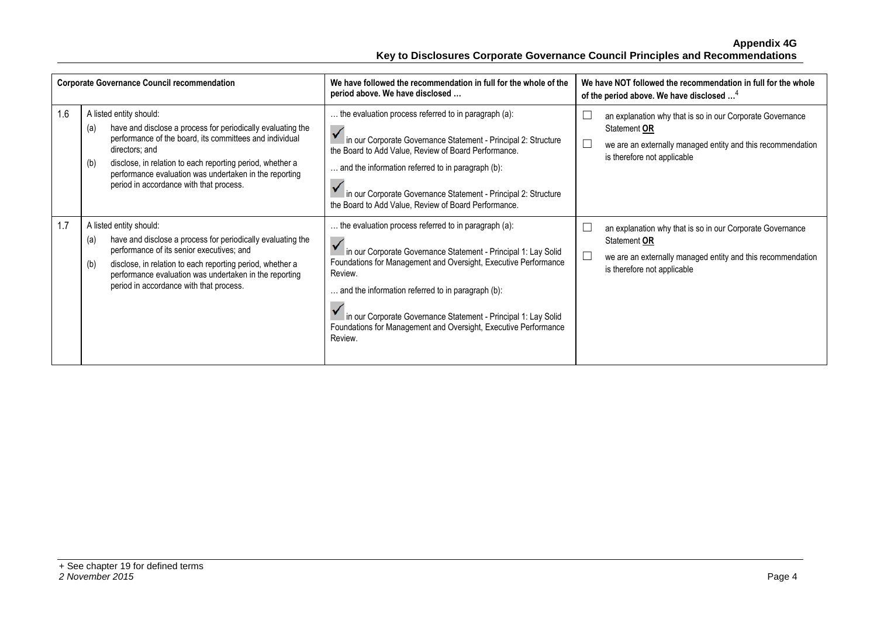| | Corporate Governance Council recommendation | We have followed the recommendation in full for the whole of the period above. We have disclosed … | We have NOT followed the recommendation in full for the whole of the period above. We have disclosed …[4] |
|---|---|---|---|
| 1.6 | A listed entity should:<br>(a) have and disclose a process for periodically evaluating the performance of the board, its committees and individual directors; and<br>(b) disclose, in relation to each reporting period, whether a performance evaluation was undertaken in the reporting period in accordance with that process. | … the evaluation process referred to in paragraph (a):<br>☑ in our Corporate Governance Statement - Principal 2: Structure the Board to Add Value, Review of Board Performance.<br>… and the information referred to in paragraph (b):<br>☑ in our Corporate Governance Statement - Principal 2: Structure the Board to Add Value, Review of Board Performance. | ☐ an explanation why that is so in our Corporate Governance Statement **OR**<br>☐ we are an externally managed entity and this recommendation is therefore not applicable |
| 1.7 | A listed entity should:<br>(a) have and disclose a process for periodically evaluating the performance of its senior executives; and<br>(b) disclose, in relation to each reporting period, whether a performance evaluation was undertaken in the reporting period in accordance with that process. | … the evaluation process referred to in paragraph (a):<br>☑ in our Corporate Governance Statement - Principal 1: Lay Solid Foundations for Management and Oversight, Executive Performance Review.<br>… and the information referred to in paragraph (b):<br>☑ in our Corporate Governance Statement - Principal 1: Lay Solid Foundations for Management and Oversight, Executive Performance Review. | ☐ an explanation why that is so in our Corporate Governance Statement **OR**<br>☐ we are an externally managed entity and this recommendation is therefore not applicable |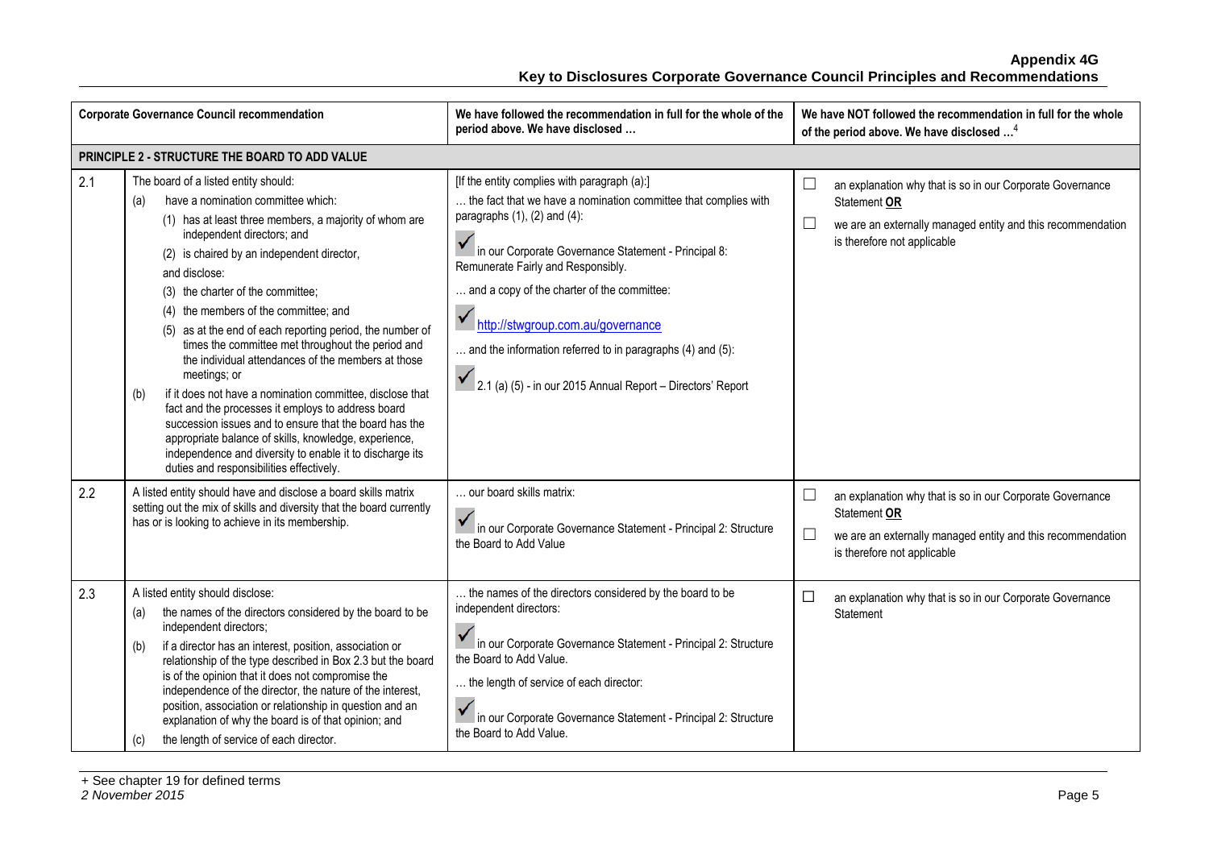| | Corporate Governance Council recommendation | We have followed the recommendation in full for the whole of the period above. We have disclosed … | We have NOT followed the recommendation in full for the whole of the period above. We have disclosed …[4] |
|---|---|---|---|
| **PRINCIPLE 2 - STRUCTURE THE BOARD TO ADD VALUE** | | | |
| 2.1 | The board of a listed entity should:<br>(a) have a nomination committee which:<br>(1) has at least three members, a majority of whom are independent directors; and<br>(2) is chaired by an independent director,<br>and disclose:<br>(3) the charter of the committee;<br>(4) the members of the committee; and<br>(5) as at the end of each reporting period, the number of times the committee met throughout the period and the individual attendances of the members at those meetings; or<br>(b) if it does not have a nomination committee, disclose that fact and the processes it employs to address board succession issues and to ensure that the board has the appropriate balance of skills, knowledge, experience, independence and diversity to enable it to discharge its duties and responsibilities effectively. | [If the entity complies with paragraph (a):]<br>… the fact that we have a nomination committee that complies with paragraphs (1), (2) and (4):<br>✓ in our Corporate Governance Statement - Principal 8: Remunerate Fairly and Responsibly.<br>… and a copy of the charter of the committee:<br>✓ http://stwgroup.com.au/governance<br>… and the information referred to in paragraphs (4) and (5):<br>✓ 2.1 (a) (5) - in our 2015 Annual Report – Directors' Report | ☐ an explanation why that is so in our Corporate Governance Statement **OR**<br>☐ we are an externally managed entity and this recommendation is therefore not applicable |
| 2.2 | A listed entity should have and disclose a board skills matrix setting out the mix of skills and diversity that the board currently has or is looking to achieve in its membership. | … our board skills matrix:<br>✓ in our Corporate Governance Statement - Principal 2: Structure the Board to Add Value | ☐ an explanation why that is so in our Corporate Governance Statement **OR**<br>☐ we are an externally managed entity and this recommendation is therefore not applicable |
| 2.3 | A listed entity should disclose:<br>(a) the names of the directors considered by the board to be independent directors;<br>(b) if a director has an interest, position, association or relationship of the type described in Box 2.3 but the board is of the opinion that it does not compromise the independence of the director, the nature of the interest, position, association or relationship in question and an explanation of why the board is of that opinion; and<br>(c) the length of service of each director. | … the names of the directors considered by the board to be independent directors:<br>✓ in our Corporate Governance Statement - Principal 2: Structure the Board to Add Value.<br>… the length of service of each director:<br>✓ in our Corporate Governance Statement - Principal 2: Structure the Board to Add Value. | ☐ an explanation why that is so in our Corporate Governance Statement |

+ See chapter 19 for defined terms
*2 November 2015*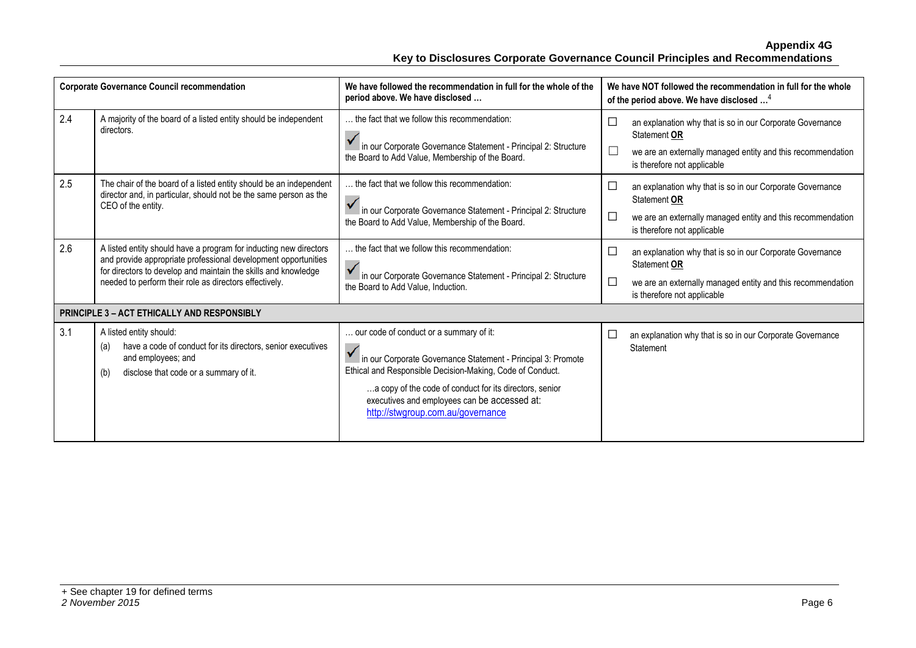| Corporate Governance Council recommendation | | We have followed the recommendation in full for the whole of the period above. We have disclosed … | We have NOT followed the recommendation in full for the whole of the period above. We have disclosed …[4] |
|---|---|---|---|
| 2.4 | A majority of the board of a listed entity should be independent directors. | … the fact that we follow this recommendation: ✓ in our Corporate Governance Statement - Principal 2: Structure the Board to Add Value, Membership of the Board. | ☐ an explanation why that is so in our Corporate Governance Statement **OR** ☐ we are an externally managed entity and this recommendation is therefore not applicable |
| 2.5 | The chair of the board of a listed entity should be an independent director and, in particular, should not be the same person as the CEO of the entity. | … the fact that we follow this recommendation: ✓ in our Corporate Governance Statement - Principal 2: Structure the Board to Add Value, Membership of the Board. | ☐ an explanation why that is so in our Corporate Governance Statement **OR** ☐ we are an externally managed entity and this recommendation is therefore not applicable |
| 2.6 | A listed entity should have a program for inducting new directors and provide appropriate professional development opportunities for directors to develop and maintain the skills and knowledge needed to perform their role as directors effectively. | … the fact that we follow this recommendation: ✓ in our Corporate Governance Statement - Principal 2: Structure the Board to Add Value, Induction. | ☐ an explanation why that is so in our Corporate Governance Statement **OR** ☐ we are an externally managed entity and this recommendation is therefore not applicable |
| **PRINCIPLE 3 – ACT ETHICALLY AND RESPONSIBLY** | | | |
| 3.1 | A listed entity should: (a) have a code of conduct for its directors, senior executives and employees; and (b) disclose that code or a summary of it. | … our code of conduct or a summary of it: ✓ in our Corporate Governance Statement - Principal 3: Promote Ethical and Responsible Decision-Making, Code of Conduct. …a copy of the code of conduct for its directors, senior executives and employees can be accessed at: http://stwgroup.com.au/governance | ☐ an explanation why that is so in our Corporate Governance Statement |

+ See chapter 19 for defined terms
*2 November 2015*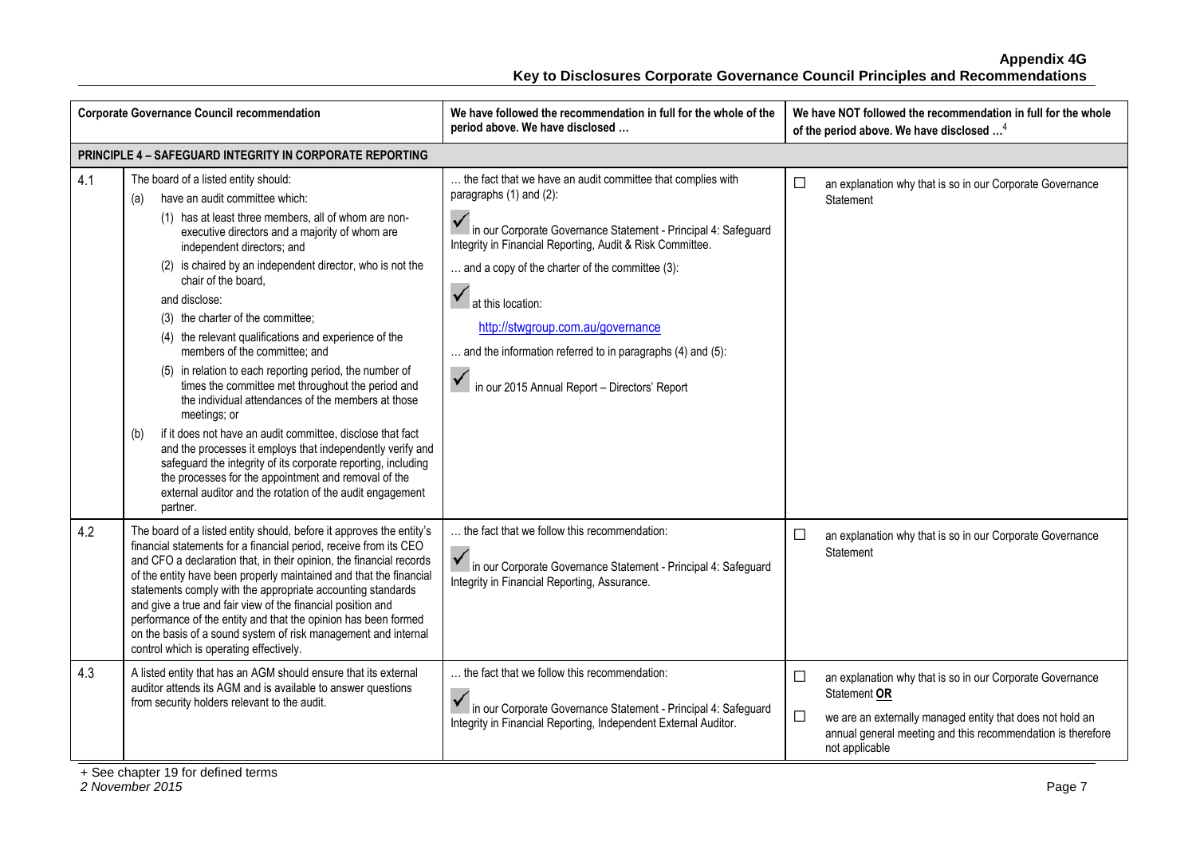| | Corporate Governance Council recommendation | We have followed the recommendation in full for the whole of the period above. We have disclosed … | We have NOT followed the recommendation in full for the whole of the period above. We have disclosed …[4] |
|---|---|---|---|
| **PRINCIPLE 4 – SAFEGUARD INTEGRITY IN CORPORATE REPORTING** | | | |
| 4.1 | The board of a listed entity should:<br>(a) have an audit committee which:<br>(1) has at least three members, all of whom are non-executive directors and a majority of whom are independent directors; and<br>(2) is chaired by an independent director, who is not the chair of the board,<br>and disclose:<br>(3) the charter of the committee;<br>(4) the relevant qualifications and experience of the members of the committee; and<br>(5) in relation to each reporting period, the number of times the committee met throughout the period and the individual attendances of the members at those meetings; or<br>(b) if it does not have an audit committee, disclose that fact and the processes it employs that independently verify and safeguard the integrity of its corporate reporting, including the processes for the appointment and removal of the external auditor and the rotation of the audit engagement partner. | … the fact that we have an audit committee that complies with paragraphs (1) and (2):<br>✓ in our Corporate Governance Statement - Principal 4: Safeguard Integrity in Financial Reporting, Audit & Risk Committee.<br>… and a copy of the charter of the committee (3):<br>✓ at this location:<br>http://stwgroup.com.au/governance<br>… and the information referred to in paragraphs (4) and (5):<br>✓ in our 2015 Annual Report – Directors' Report | ☐ an explanation why that is so in our Corporate Governance Statement |
| 4.2 | The board of a listed entity should, before it approves the entity's financial statements for a financial period, receive from its CEO and CFO a declaration that, in their opinion, the financial records of the entity have been properly maintained and that the financial statements comply with the appropriate accounting standards and give a true and fair view of the financial position and performance of the entity and that the opinion has been formed on the basis of a sound system of risk management and internal control which is operating effectively. | … the fact that we follow this recommendation:<br>✓ in our Corporate Governance Statement - Principal 4: Safeguard Integrity in Financial Reporting, Assurance. | ☐ an explanation why that is so in our Corporate Governance Statement |
| 4.3 | A listed entity that has an AGM should ensure that its external auditor attends its AGM and is available to answer questions from security holders relevant to the audit. | … the fact that we follow this recommendation:<br>✓ in our Corporate Governance Statement - Principal 4: Safeguard Integrity in Financial Reporting, Independent External Auditor. | ☐ an explanation why that is so in our Corporate Governance Statement **OR**<br>☐ we are an externally managed entity that does not hold an annual general meeting and this recommendation is therefore not applicable |

+ See chapter 19 for defined terms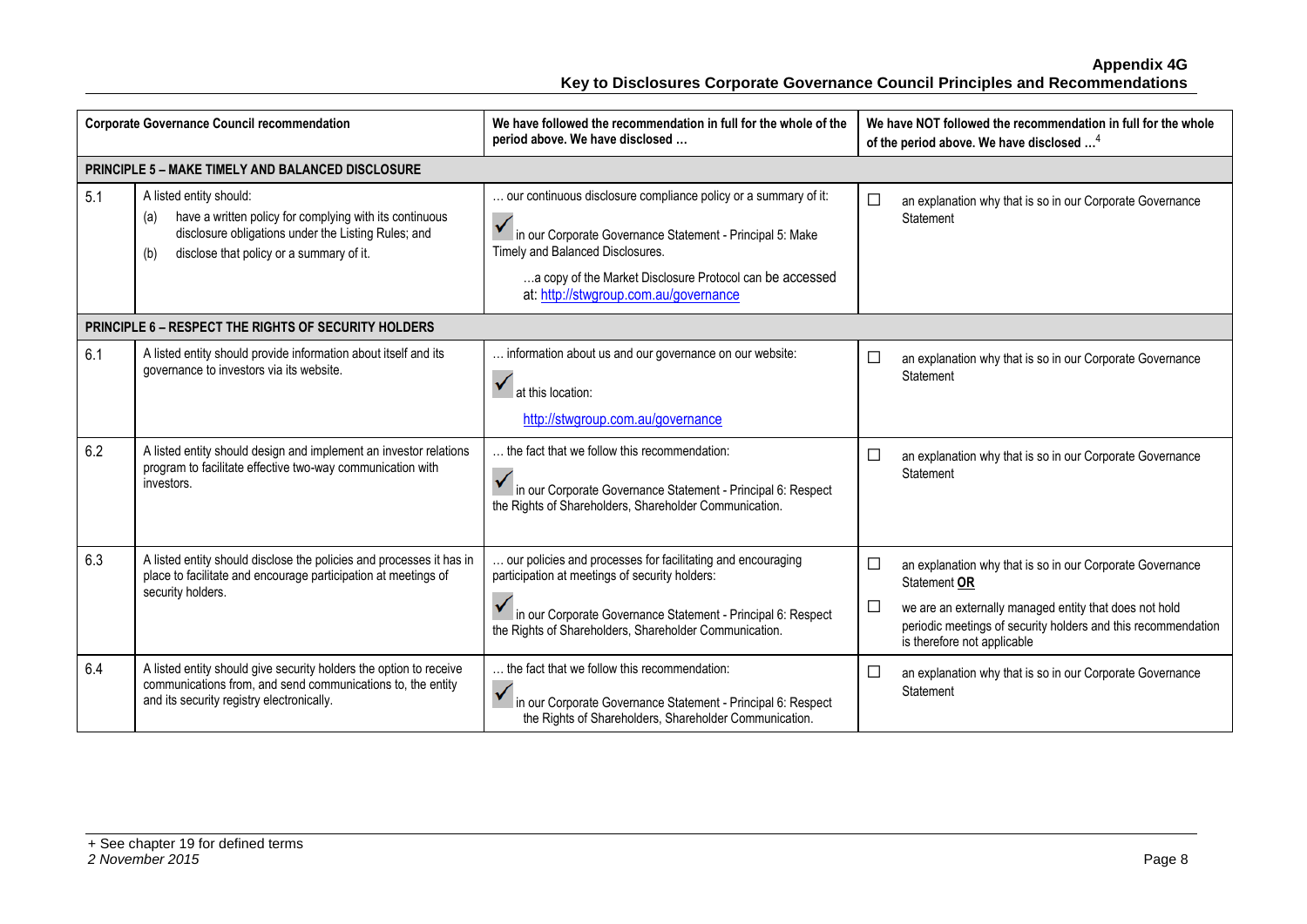| Corporate Governance Council recommendation | | We have followed the recommendation in full for the whole of the period above. We have disclosed … | We have NOT followed the recommendation in full for the whole of the period above. We have disclosed …[4] |
|---|---|---|---|
| **PRINCIPLE 5 – MAKE TIMELY AND BALANCED DISCLOSURE** | | | |
| 5.1 | A listed entity should: (a) have a written policy for complying with its continuous disclosure obligations under the Listing Rules; and (b) disclose that policy or a summary of it. | … our continuous disclosure compliance policy or a summary of it: ✓ in our Corporate Governance Statement - Principal 5: Make Timely and Balanced Disclosures. …a copy of the Market Disclosure Protocol can be accessed at: [http://stwgroup.com.au/governance](http://stwgroup.com.au/governance) | ☐ an explanation why that is so in our Corporate Governance Statement |
| **PRINCIPLE 6 – RESPECT THE RIGHTS OF SECURITY HOLDERS** | | | |
| 6.1 | A listed entity should provide information about itself and its governance to investors via its website. | … information about us and our governance on our website: ✓ at this location: [http://stwgroup.com.au/governance](http://stwgroup.com.au/governance) | ☐ an explanation why that is so in our Corporate Governance Statement |
| 6.2 | A listed entity should design and implement an investor relations program to facilitate effective two-way communication with investors. | … the fact that we follow this recommendation: ✓ in our Corporate Governance Statement - Principal 6: Respect the Rights of Shareholders, Shareholder Communication. | ☐ an explanation why that is so in our Corporate Governance Statement |
| 6.3 | A listed entity should disclose the policies and processes it has in place to facilitate and encourage participation at meetings of security holders. | … our policies and processes for facilitating and encouraging participation at meetings of security holders: ✓ in our Corporate Governance Statement - Principal 6: Respect the Rights of Shareholders, Shareholder Communication. | ☐ an explanation why that is so in our Corporate Governance Statement **OR** ☐ we are an externally managed entity that does not hold periodic meetings of security holders and this recommendation is therefore not applicable |
| 6.4 | A listed entity should give security holders the option to receive communications from, and send communications to, the entity and its security registry electronically. | … the fact that we follow this recommendation: ✓ in our Corporate Governance Statement - Principal 6: Respect the Rights of Shareholders, Shareholder Communication. | ☐ an explanation why that is so in our Corporate Governance Statement |

+ See chapter 19 for defined terms

*2 November 2015*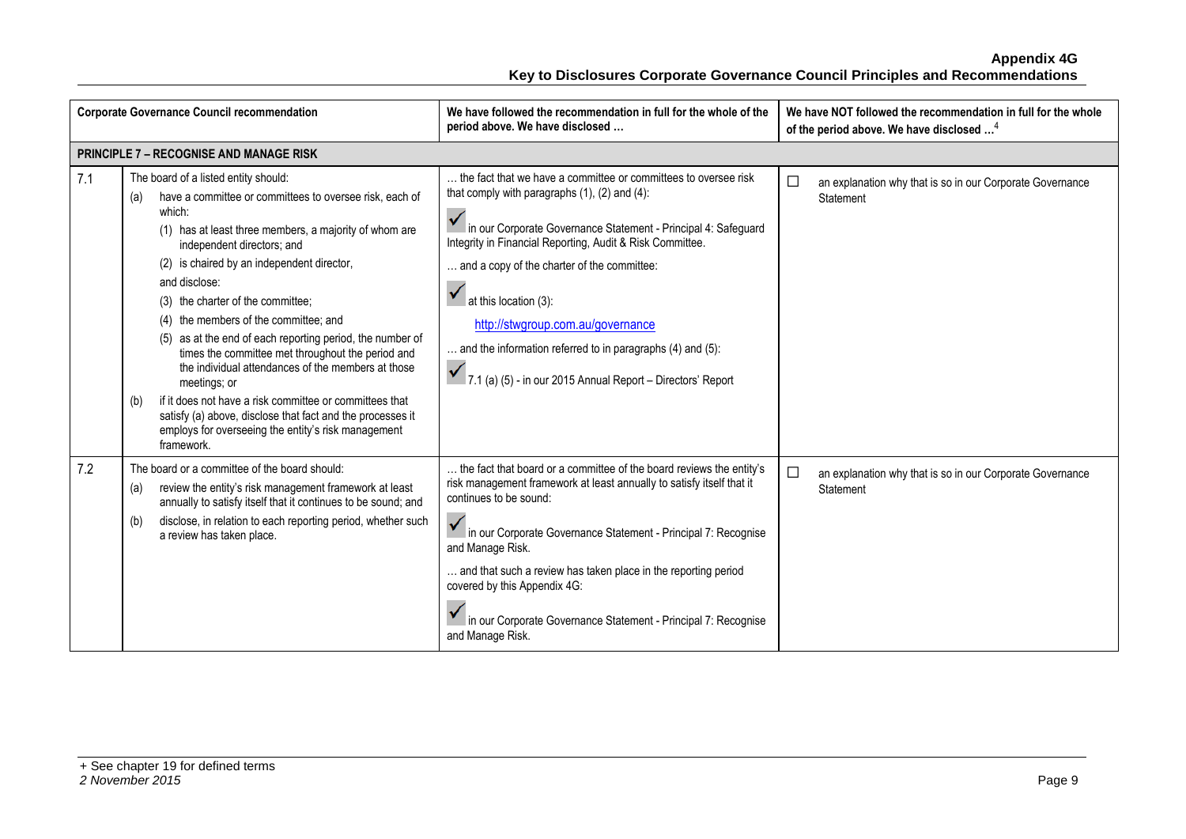**Appendix 4G**
**Key to Disclosures Corporate Governance Council Principles and Recommendations**

| Corporate Governance Council recommendation | | We have followed the recommendation in full for the whole of the period above. We have disclosed … | We have NOT followed the recommendation in full for the whole of the period above. We have disclosed …[4] |
|---|---|---|---|
| **PRINCIPLE 7 – RECOGNISE AND MANAGE RISK** | | | |
| 7.1 | The board of a listed entity should:<br>(a) have a committee or committees to oversee risk, each of which:<br>(1) has at least three members, a majority of whom are independent directors; and<br>(2) is chaired by an independent director,<br>and disclose:<br>(3) the charter of the committee;<br>(4) the members of the committee; and<br>(5) as at the end of each reporting period, the number of times the committee met throughout the period and the individual attendances of the members at those meetings; or<br>(b) if it does not have a risk committee or committees that satisfy (a) above, disclose that fact and the processes it employs for overseeing the entity's risk management framework. | … the fact that we have a committee or committees to oversee risk that comply with paragraphs (1), (2) and (4):<br>✓ in our Corporate Governance Statement - Principal 4: Safeguard Integrity in Financial Reporting, Audit & Risk Committee.<br>… and a copy of the charter of the committee:<br>✓ at this location (3):<br>http://stwgroup.com.au/governance<br>… and the information referred to in paragraphs (4) and (5):<br>✓ 7.1 (a) (5) - in our 2015 Annual Report – Directors' Report | ☐ an explanation why that is so in our Corporate Governance Statement |
| 7.2 | The board or a committee of the board should:<br>(a) review the entity's risk management framework at least annually to satisfy itself that it continues to be sound; and<br>(b) disclose, in relation to each reporting period, whether such a review has taken place. | … the fact that board or a committee of the board reviews the entity's risk management framework at least annually to satisfy itself that it continues to be sound:<br>✓ in our Corporate Governance Statement - Principal 7: Recognise and Manage Risk.<br>… and that such a review has taken place in the reporting period covered by this Appendix 4G:<br>✓ in our Corporate Governance Statement - Principal 7: Recognise and Manage Risk. | ☐ an explanation why that is so in our Corporate Governance Statement |

+ See chapter 19 for defined terms
*2 November 2015*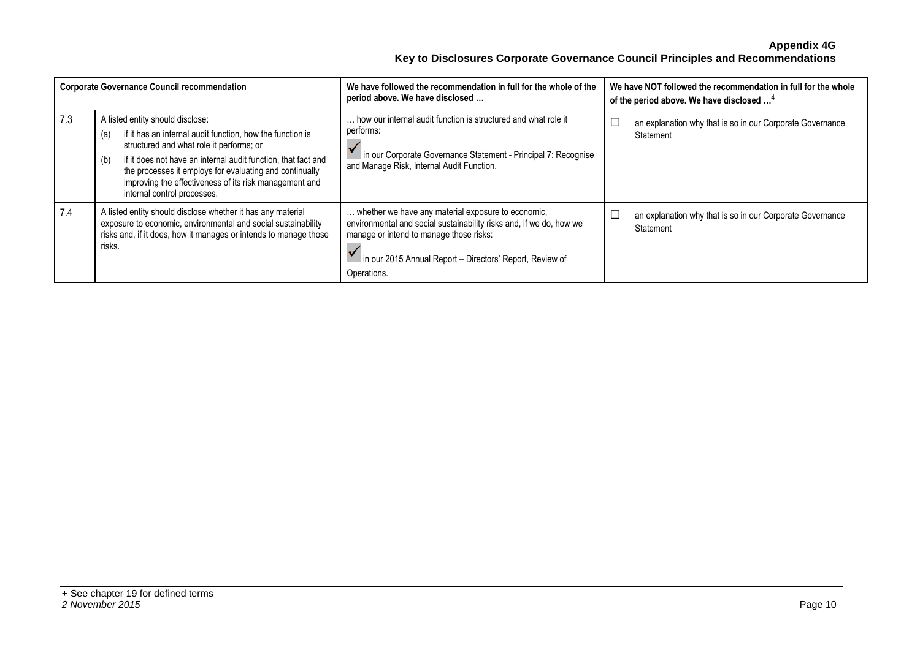| Corporate Governance Council recommendation | | We have followed the recommendation in full for the whole of the period above. We have disclosed … | We have NOT followed the recommendation in full for the whole of the period above. We have disclosed …[4] |
|---|---|---|---|
| 7.3 | A listed entity should disclose:<br>(a) if it has an internal audit function, how the function is structured and what role it performs; or<br>(b) if it does not have an internal audit function, that fact and the processes it employs for evaluating and continually improving the effectiveness of its risk management and internal control processes. | … how our internal audit function is structured and what role it performs:<br>✓ in our Corporate Governance Statement - Principal 7: Recognise and Manage Risk, Internal Audit Function. | ☐ an explanation why that is so in our Corporate Governance Statement |
| 7.4 | A listed entity should disclose whether it has any material exposure to economic, environmental and social sustainability risks and, if it does, how it manages or intends to manage those risks. | … whether we have any material exposure to economic, environmental and social sustainability risks and, if we do, how we manage or intend to manage those risks:<br>✓ in our 2015 Annual Report – Directors' Report, Review of Operations. | ☐ an explanation why that is so in our Corporate Governance Statement |

+ See chapter 19 for defined terms
*2 November 2015*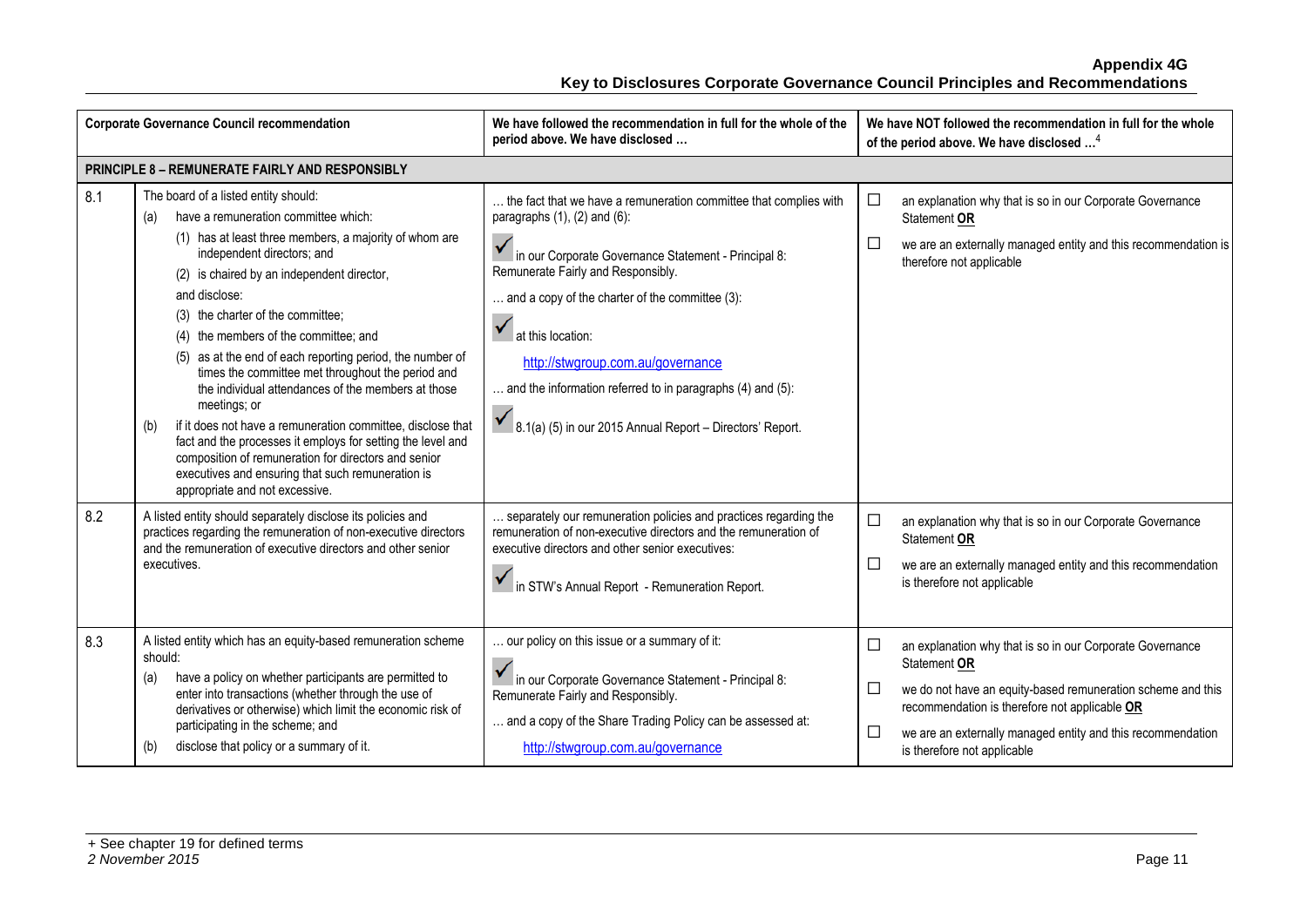| Corporate Governance Council recommendation | | We have followed the recommendation in full for the whole of the period above. We have disclosed … | We have NOT followed the recommendation in full for the whole of the period above. We have disclosed …[4] |
|---|---|---|---|
| **PRINCIPLE 8 – REMUNERATE FAIRLY AND RESPONSIBLY** | | | |
| 8.1 | The board of a listed entity should: (a) have a remuneration committee which: (1) has at least three members, a majority of whom are independent directors; and (2) is chaired by an independent director, and disclose: (3) the charter of the committee; (4) the members of the committee; and (5) as at the end of each reporting period, the number of times the committee met throughout the period and the individual attendances of the members at those meetings; or (b) if it does not have a remuneration committee, disclose that fact and the processes it employs for setting the level and composition of remuneration for directors and senior executives and ensuring that such remuneration is appropriate and not excessive. | … the fact that we have a remuneration committee that complies with paragraphs (1), (2) and (6): ✓ in our Corporate Governance Statement - Principal 8: Remunerate Fairly and Responsibly. … and a copy of the charter of the committee (3): ✓ at this location: http://stwgroup.com.au/governance … and the information referred to in paragraphs (4) and (5): ✓ 8.1(a) (5) in our 2015 Annual Report – Directors' Report. | ☐ an explanation why that is so in our Corporate Governance Statement **OR** ☐ we are an externally managed entity and this recommendation is therefore not applicable |
| 8.2 | A listed entity should separately disclose its policies and practices regarding the remuneration of non-executive directors and the remuneration of executive directors and other senior executives. | … separately our remuneration policies and practices regarding the remuneration of non-executive directors and the remuneration of executive directors and other senior executives: ✓ in STW's Annual Report - Remuneration Report. | ☐ an explanation why that is so in our Corporate Governance Statement **OR** ☐ we are an externally managed entity and this recommendation is therefore not applicable |
| 8.3 | A listed entity which has an equity-based remuneration scheme should: (a) have a policy on whether participants are permitted to enter into transactions (whether through the use of derivatives or otherwise) which limit the economic risk of participating in the scheme; and (b) disclose that policy or a summary of it. | … our policy on this issue or a summary of it: ✓ in our Corporate Governance Statement - Principal 8: Remunerate Fairly and Responsibly. … and a copy of the Share Trading Policy can be assessed at: http://stwgroup.com.au/governance | ☐ an explanation why that is so in our Corporate Governance Statement **OR** ☐ we do not have an equity-based remuneration scheme and this recommendation is therefore not applicable **OR** ☐ we are an externally managed entity and this recommendation is therefore not applicable |